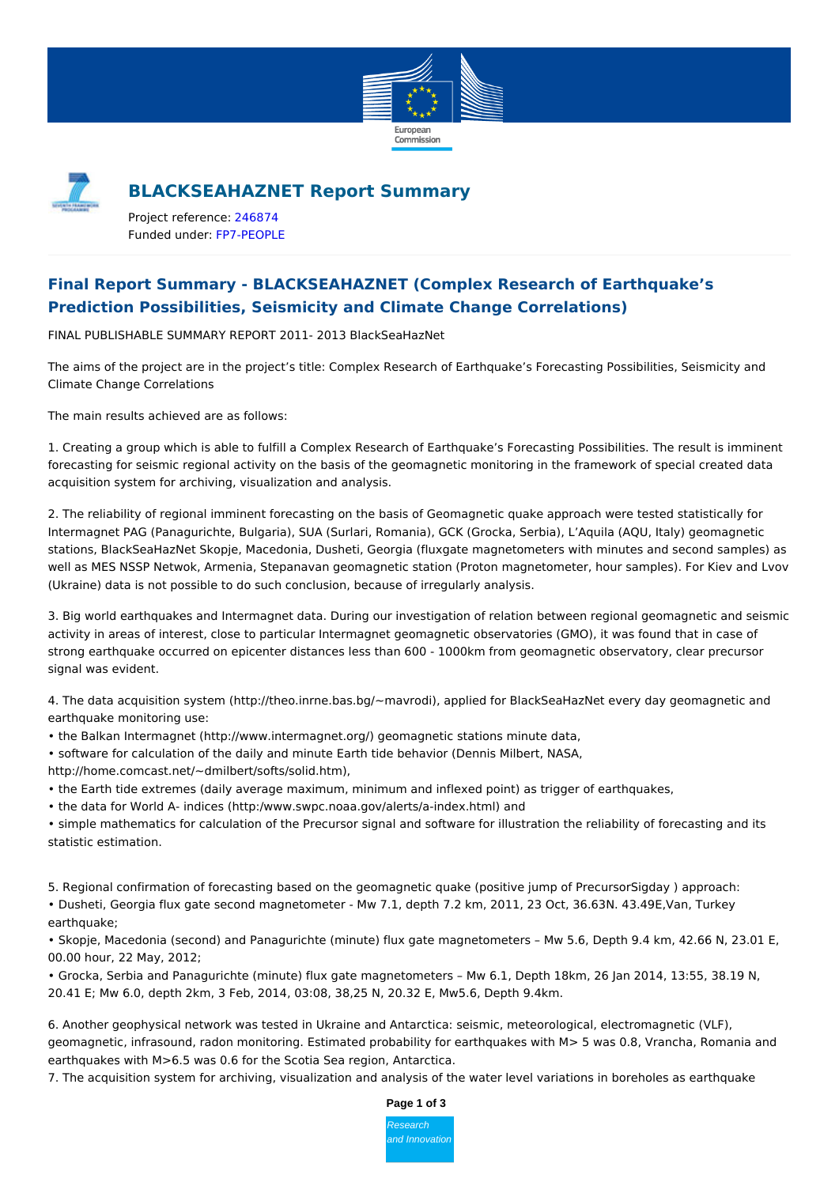# BLACKSEAHAZNET Report Summary

Project reference: 246874
Funded under: FP7-PEOPLE

## Final Report Summary - BLACKSEAHAZNET (Complex Research of Earthquake's Prediction Possibilities, Seismicity and Climate Change Correlations)

FINAL PUBLISHABLE SUMMARY REPORT 2011- 2013 BlackSeaHazNet

The aims of the project are in the project's title: Complex Research of Earthquake's Forecasting Possibilities, Seismicity and Climate Change Correlations

The main results achieved are as follows:

1. Creating a group which is able to fulfill a Complex Research of Earthquake's Forecasting Possibilities. The result is imminent forecasting for seismic regional activity on the basis of the geomagnetic monitoring in the framework of special created data acquisition system for archiving, visualization and analysis.

2. The reliability of regional imminent forecasting on the basis of Geomagnetic quake approach were tested statistically for Intermagnet PAG (Panagurichte, Bulgaria), SUA (Surlari, Romania), GCK (Grocka, Serbia), L'Aquila (AQU, Italy) geomagnetic stations, BlackSeaHazNet Skopje, Macedonia, Dusheti, Georgia (fluxgate magnetometers with minutes and second samples) as well as MES NSSP Netwok, Armenia, Stepanavan geomagnetic station (Proton magnetometer, hour samples). For Kiev and Lvov (Ukraine) data is not possible to do such conclusion, because of irregularly analysis.

3. Big world earthquakes and Intermagnet data. During our investigation of relation between regional geomagnetic and seismic activity in areas of interest, close to particular Intermagnet geomagnetic observatories (GMO), it was found that in case of strong earthquake occurred on epicenter distances less than 600 - 1000km from geomagnetic observatory, clear precursor signal was evident.

4. The data acquisition system (http://theo.inrne.bas.bg/~mavrodi), applied for BlackSeaHazNet every day geomagnetic and earthquake monitoring use:
- the Balkan Intermagnet (http://www.intermagnet.org/) geomagnetic stations minute data,
- software for calculation of the daily and minute Earth tide behavior (Dennis Milbert, NASA, http://home.comcast.net/~dmilbert/softs/solid.htm),
- the Earth tide extremes (daily average maximum, minimum and inflexed point) as trigger of earthquakes,
- the data for World A- indices (http:/www.swpc.noaa.gov/alerts/a-index.html) and
- simple mathematics for calculation of the Precursor signal and software for illustration the reliability of forecasting and its statistic estimation.

5. Regional confirmation of forecasting based on the geomagnetic quake (positive jump of PrecursorSigday ) approach:
- Dusheti, Georgia flux gate second magnetometer - Mw 7.1, depth 7.2 km, 2011, 23 Oct, 36.63N. 43.49E,Van, Turkey earthquake;
- Skopje, Macedonia (second) and Panagurichte (minute) flux gate magnetometers – Mw 5.6, Depth 9.4 km, 42.66 N, 23.01 E, 00.00 hour, 22 May, 2012;
- Grocka, Serbia and Panagurichte (minute) flux gate magnetometers – Mw 6.1, Depth 18km, 26 Jan 2014, 13:55, 38.19 N, 20.41 E; Mw 6.0, depth 2km, 3 Feb, 2014, 03:08, 38,25 N, 20.32 E, Mw5.6, Depth 9.4km.

6. Another geophysical network was tested in Ukraine and Antarctica: seismic, meteorological, electromagnetic (VLF), geomagnetic, infrasound, radon monitoring. Estimated probability for earthquakes with M> 5 was 0.8, Vrancha, Romania and earthquakes with M>6.5 was 0.6 for the Scotia Sea region, Antarctica.

7. The acquisition system for archiving, visualization and analysis of the water level variations in boreholes as earthquake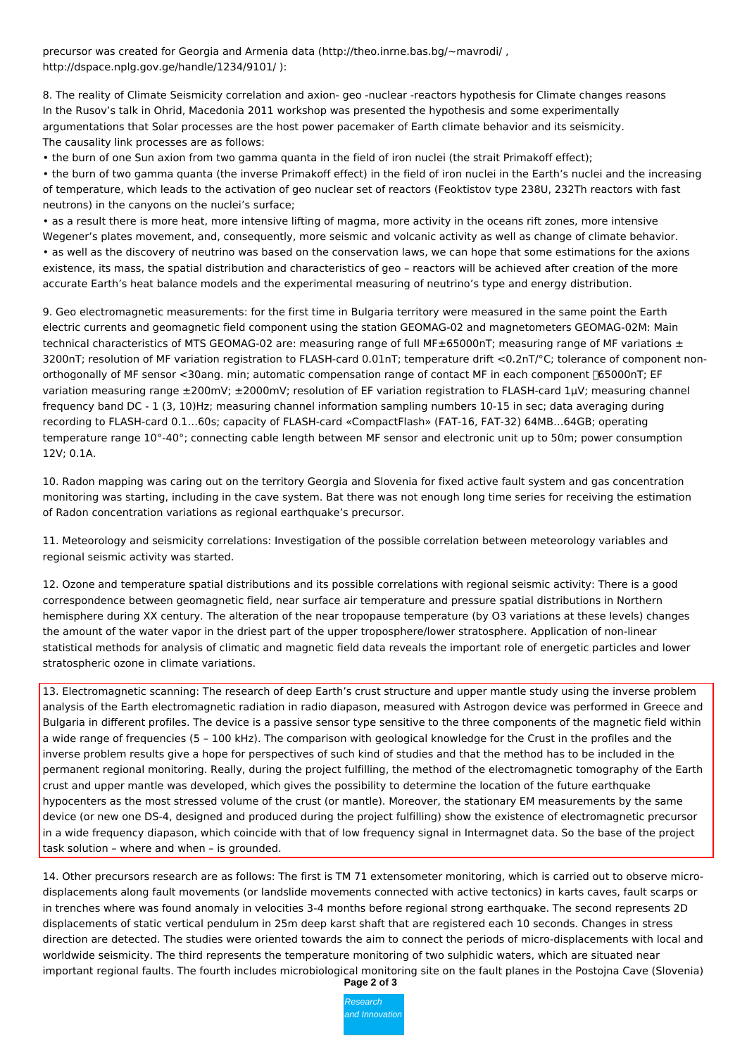precursor was created for Georgia and Armenia data (http://theo.inrne.bas.bg/~mavrodi/ , http://dspace.nplg.gov.ge/handle/1234/9101/ ):

8. The reality of Climate Seismicity correlation and axion- geo -nuclear -reactors hypothesis for Climate changes reasons
In the Rusov's talk in Ohrid, Macedonia 2011 workshop was presented the hypothesis and some experimentally argumentations that Solar processes are the host power pacemaker of Earth climate behavior and its seismicity.
The causality link processes are as follows:

- the burn of one Sun axion from two gamma quanta in the field of iron nuclei (the strait Primakoff effect);
- the burn of two gamma quanta (the inverse Primakoff effect) in the field of iron nuclei in the Earth's nuclei and the increasing of temperature, which leads to the activation of geo nuclear set of reactors (Feoktistov type 238U, 232Th reactors with fast neutrons) in the canyons on the nuclei's surface;
- as a result there is more heat, more intensive lifting of magma, more activity in the oceans rift zones, more intensive Wegener's plates movement, and, consequently, more seismic and volcanic activity as well as change of climate behavior.
- as well as the discovery of neutrino was based on the conservation laws, we can hope that some estimations for the axions existence, its mass, the spatial distribution and characteristics of geo – reactors will be achieved after creation of the more accurate Earth's heat balance models and the experimental measuring of neutrino's type and energy distribution.

9. Geo electromagnetic measurements: for the first time in Bulgaria territory were measured in the same point the Earth electric currents and geomagnetic field component using the station GEOMAG-02 and magnetometers GEOMAG-02M: Main technical characteristics of MTS GEOMAG-02 are: measuring range of full MF±65000nT; measuring range of MF variations ± 3200nT; resolution of MF variation registration to FLASH-card 0.01nT; temperature drift <0.2nT/°C; tolerance of component non-orthogonally of MF sensor <30ang. min; automatic compensation range of contact MF in each component 65000nT; EF variation measuring range ±200mV; ±2000mV; resolution of EF variation registration to FLASH-card 1μV; measuring channel frequency band DC - 1 (3, 10)Hz; measuring channel information sampling numbers 10-15 in sec; data averaging during recording to FLASH-card 0.1...60s; capacity of FLASH-card «CompactFlash» (FAT-16, FAT-32) 64MB...64GB; operating temperature range 10°-40°; connecting cable length between MF sensor and electronic unit up to 50m; power consumption 12V; 0.1A.

10. Radon mapping was caring out on the territory Georgia and Slovenia for fixed active fault system and gas concentration monitoring was starting, including in the cave system. Bat there was not enough long time series for receiving the estimation of Radon concentration variations as regional earthquake's precursor.

11. Meteorology and seismicity correlations: Investigation of the possible correlation between meteorology variables and regional seismic activity was started.

12. Ozone and temperature spatial distributions and its possible correlations with regional seismic activity: There is a good correspondence between geomagnetic field, near surface air temperature and pressure spatial distributions in Northern hemisphere during XX century. The alteration of the near tropopause temperature (by O3 variations at these levels) changes the amount of the water vapor in the driest part of the upper troposphere/lower stratosphere. Application of non-linear statistical methods for analysis of climatic and magnetic field data reveals the important role of energetic particles and lower stratospheric ozone in climate variations.

13. Electromagnetic scanning: The research of deep Earth's crust structure and upper mantle study using the inverse problem analysis of the Earth electromagnetic radiation in radio diapason, measured with Astrogon device was performed in Greece and Bulgaria in different profiles. The device is a passive sensor type sensitive to the three components of the magnetic field within a wide range of frequencies (5 – 100 kHz). The comparison with geological knowledge for the Crust in the profiles and the inverse problem results give a hope for perspectives of such kind of studies and that the method has to be included in the permanent regional monitoring. Really, during the project fulfilling, the method of the electromagnetic tomography of the Earth crust and upper mantle was developed, which gives the possibility to determine the location of the future earthquake hypocenters as the most stressed volume of the crust (or mantle). Moreover, the stationary EM measurements by the same device (or new one DS-4, designed and produced during the project fulfilling) show the existence of electromagnetic precursor in a wide frequency diapason, which coincide with that of low frequency signal in Intermagnet data. So the base of the project task solution – where and when – is grounded.

14. Other precursors research are as follows: The first is TM 71 extensometer monitoring, which is carried out to observe micro-displacements along fault movements (or landslide movements connected with active tectonics) in karts caves, fault scarps or in trenches where was found anomaly in velocities 3-4 months before regional strong earthquake. The second represents 2D displacements of static vertical pendulum in 25m deep karst shaft that are registered each 10 seconds. Changes in stress direction are detected. The studies were oriented towards the aim to connect the periods of micro-displacements with local and worldwide seismicity. The third represents the temperature monitoring of two sulphidic waters, which are situated near important regional faults. The fourth includes microbiological monitoring site on the fault planes in the Postojna Cave (Slovenia)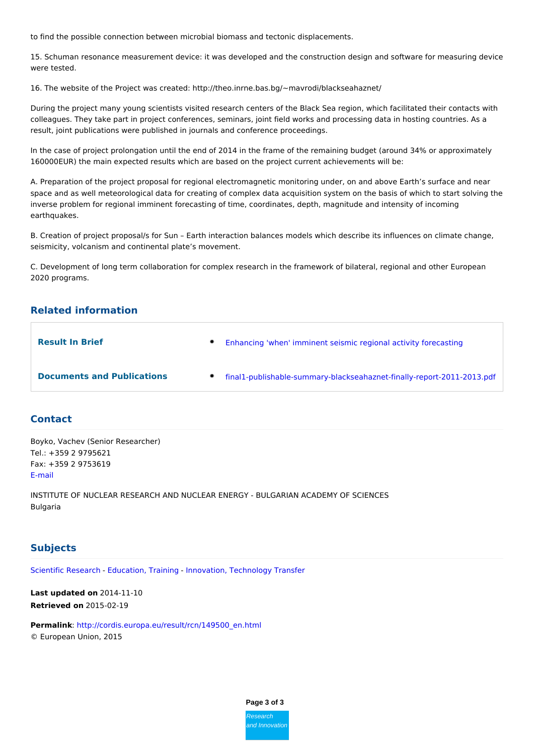to find the possible connection between microbial biomass and tectonic displacements.

15. Schuman resonance measurement device: it was developed and the construction design and software for measuring device were tested.

16. The website of the Project was created: http://theo.inrne.bas.bg/~mavrodi/blackseahaznet/

During the project many young scientists visited research centers of the Black Sea region, which facilitated their contacts with colleagues. They take part in project conferences, seminars, joint field works and processing data in hosting countries. As a result, joint publications were published in journals and conference proceedings.

In the case of project prolongation until the end of 2014 in the frame of the remaining budget (around 34% or approximately 160000EUR) the main expected results which are based on the project current achievements will be:

A. Preparation of the project proposal for regional electromagnetic monitoring under, on and above Earth's surface and near space and as well meteorological data for creating of complex data acquisition system on the basis of which to start solving the inverse problem for regional imminent forecasting of time, coordinates, depth, magnitude and intensity of incoming earthquakes.

B. Creation of project proposal/s for Sun – Earth interaction balances models which describe its influences on climate change, seismicity, volcanism and continental plate's movement.

C. Development of long term collaboration for complex research in the framework of bilateral, regional and other European 2020 programs.

## Related information

| | |
|---|---|
| **Result In Brief** | • Enhancing 'when' imminent seismic regional activity forecasting |
| **Documents and Publications** | • final1-publishable-summary-blackseahaznet-finally-report-2011-2013.pdf |

## Contact

Boyko, Vachev (Senior Researcher)
Tel.: +359 2 9795621
Fax: +359 2 9753619
E-mail

INSTITUTE OF NUCLEAR RESEARCH AND NUCLEAR ENERGY - BULGARIAN ACADEMY OF SCIENCES
Bulgaria

## Subjects

Scientific Research - Education, Training - Innovation, Technology Transfer

**Last updated on** 2014-11-10
**Retrieved on** 2015-02-19

**Permalink**: http://cordis.europa.eu/result/rcn/149500_en.html
© European Union, 2015